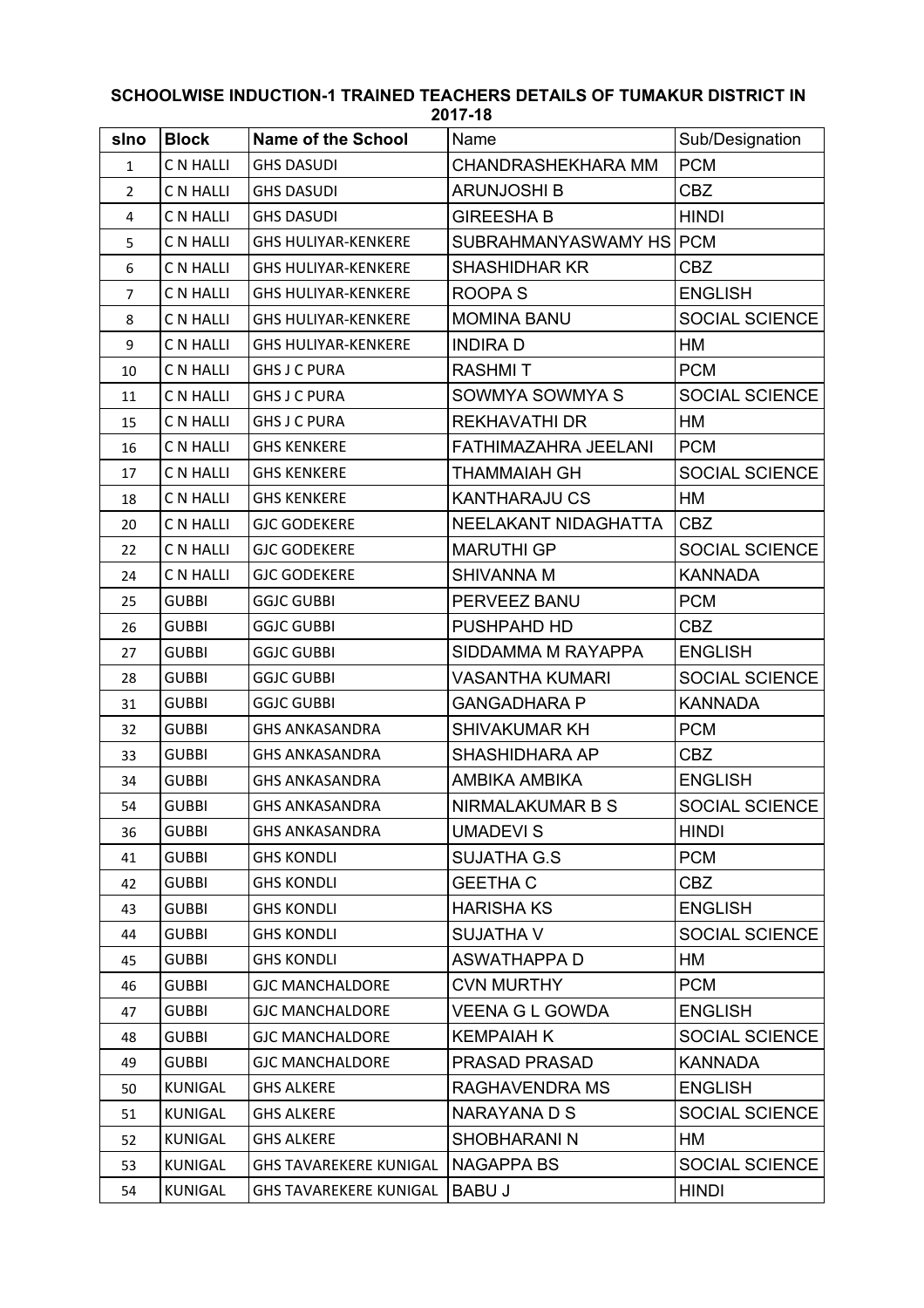**SCHOOLWISE INDUCTION-1 TRAINED TEACHERS DETAILS OF TUMAKUR DISTRICT IN 2017-18**

| slno | Block | Name of the School | Name | Sub/Designation |
|---|---|---|---|---|
| 1 | C N HALLI | GHS DASUDI | CHANDRASHEKHARA MM | PCM |
| 2 | C N HALLI | GHS DASUDI | ARUNJOSHI B | CBZ |
| 4 | C N HALLI | GHS DASUDI | GIREESHA B | HINDI |
| 5 | C N HALLI | GHS HULIYAR-KENKERE | SUBRAHMANYASWAMY HS | PCM |
| 6 | C N HALLI | GHS HULIYAR-KENKERE | SHASHIDHAR KR | CBZ |
| 7 | C N HALLI | GHS HULIYAR-KENKERE | ROOPA S | ENGLISH |
| 8 | C N HALLI | GHS HULIYAR-KENKERE | MOMINA BANU | SOCIAL SCIENCE |
| 9 | C N HALLI | GHS HULIYAR-KENKERE | INDIRA D | HM |
| 10 | C N HALLI | GHS J C PURA | RASHMI T | PCM |
| 11 | C N HALLI | GHS J C PURA | SOWMYA SOWMYA S | SOCIAL SCIENCE |
| 15 | C N HALLI | GHS J C PURA | REKHAVATHI DR | HM |
| 16 | C N HALLI | GHS KENKERE | FATHIMAZAHRA JEELANI | PCM |
| 17 | C N HALLI | GHS KENKERE | THAMMAIAH GH | SOCIAL SCIENCE |
| 18 | C N HALLI | GHS KENKERE | KANTHARAJU CS | HM |
| 20 | C N HALLI | GJC GODEKERE | NEELAKANT NIDAGHATTA | CBZ |
| 22 | C N HALLI | GJC GODEKERE | MARUTHI GP | SOCIAL SCIENCE |
| 24 | C N HALLI | GJC GODEKERE | SHIVANNA M | KANNADA |
| 25 | GUBBI | GGJC GUBBI | PERVEEZ BANU | PCM |
| 26 | GUBBI | GGJC GUBBI | PUSHPAHD HD | CBZ |
| 27 | GUBBI | GGJC GUBBI | SIDDAMMA M RAYAPPA | ENGLISH |
| 28 | GUBBI | GGJC GUBBI | VASANTHA KUMARI | SOCIAL SCIENCE |
| 31 | GUBBI | GGJC GUBBI | GANGADHARA P | KANNADA |
| 32 | GUBBI | GHS ANKASANDRA | SHIVAKUMAR KH | PCM |
| 33 | GUBBI | GHS ANKASANDRA | SHASHIDHARA AP | CBZ |
| 34 | GUBBI | GHS ANKASANDRA | AMBIKA AMBIKA | ENGLISH |
| 54 | GUBBI | GHS ANKASANDRA | NIRMALAKUMAR B S | SOCIAL SCIENCE |
| 36 | GUBBI | GHS ANKASANDRA | UMADEVI S | HINDI |
| 41 | GUBBI | GHS KONDLI | SUJATHA G.S | PCM |
| 42 | GUBBI | GHS KONDLI | GEETHA C | CBZ |
| 43 | GUBBI | GHS KONDLI | HARISHA KS | ENGLISH |
| 44 | GUBBI | GHS KONDLI | SUJATHA V | SOCIAL SCIENCE |
| 45 | GUBBI | GHS KONDLI | ASWATHAPPA D | HM |
| 46 | GUBBI | GJC MANCHALDORE | CVN MURTHY | PCM |
| 47 | GUBBI | GJC MANCHALDORE | VEENA G L GOWDA | ENGLISH |
| 48 | GUBBI | GJC MANCHALDORE | KEMPAIAH K | SOCIAL SCIENCE |
| 49 | GUBBI | GJC MANCHALDORE | PRASAD PRASAD | KANNADA |
| 50 | KUNIGAL | GHS ALKERE | RAGHAVENDRA MS | ENGLISH |
| 51 | KUNIGAL | GHS ALKERE | NARAYANA D S | SOCIAL SCIENCE |
| 52 | KUNIGAL | GHS ALKERE | SHOBHARANI N | HM |
| 53 | KUNIGAL | GHS TAVAREKERE KUNIGAL | NAGAPPA BS | SOCIAL SCIENCE |
| 54 | KUNIGAL | GHS TAVAREKERE KUNIGAL | BABU J | HINDI |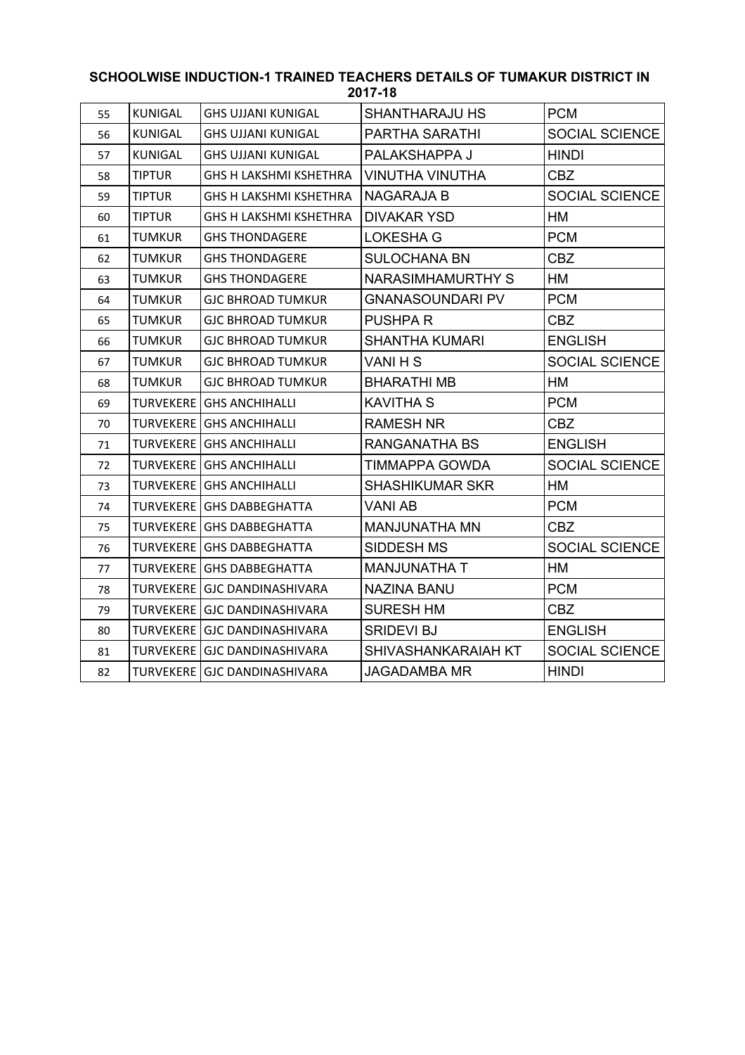**SCHOOLWISE INDUCTION-1 TRAINED TEACHERS DETAILS OF TUMAKUR DISTRICT IN 2017-18**

| | | | | |
|---|---|---|---|---|
| 55 | KUNIGAL | GHS UJJANI KUNIGAL | SHANTHARAJU HS | PCM |
| 56 | KUNIGAL | GHS UJJANI KUNIGAL | PARTHA SARATHI | SOCIAL SCIENCE |
| 57 | KUNIGAL | GHS UJJANI KUNIGAL | PALAKSHAPPA J | HINDI |
| 58 | TIPTUR | GHS H LAKSHMI KSHETHRA | VINUTHA VINUTHA | CBZ |
| 59 | TIPTUR | GHS H LAKSHMI KSHETHRA | NAGARAJA B | SOCIAL SCIENCE |
| 60 | TIPTUR | GHS H LAKSHMI KSHETHRA | DIVAKAR YSD | HM |
| 61 | TUMKUR | GHS THONDAGERE | LOKESHA G | PCM |
| 62 | TUMKUR | GHS THONDAGERE | SULOCHANA BN | CBZ |
| 63 | TUMKUR | GHS THONDAGERE | NARASIMHAMURTHY S | HM |
| 64 | TUMKUR | GJC BHROAD TUMKUR | GNANASOUNDARI PV | PCM |
| 65 | TUMKUR | GJC BHROAD TUMKUR | PUSHPA R | CBZ |
| 66 | TUMKUR | GJC BHROAD TUMKUR | SHANTHA KUMARI | ENGLISH |
| 67 | TUMKUR | GJC BHROAD TUMKUR | VANI H S | SOCIAL SCIENCE |
| 68 | TUMKUR | GJC BHROAD TUMKUR | BHARATHI MB | HM |
| 69 | TURVEKERE | GHS ANCHIHALLI | KAVITHA S | PCM |
| 70 | TURVEKERE | GHS ANCHIHALLI | RAMESH NR | CBZ |
| 71 | TURVEKERE | GHS ANCHIHALLI | RANGANATHA BS | ENGLISH |
| 72 | TURVEKERE | GHS ANCHIHALLI | TIMMAPPA GOWDA | SOCIAL SCIENCE |
| 73 | TURVEKERE | GHS ANCHIHALLI | SHASHIKUMAR SKR | HM |
| 74 | TURVEKERE | GHS DABBEGHATTA | VANI AB | PCM |
| 75 | TURVEKERE | GHS DABBEGHATTA | MANJUNATHA MN | CBZ |
| 76 | TURVEKERE | GHS DABBEGHATTA | SIDDESH MS | SOCIAL SCIENCE |
| 77 | TURVEKERE | GHS DABBEGHATTA | MANJUNATHA T | HM |
| 78 | TURVEKERE | GJC DANDINASHIVARA | NAZINA BANU | PCM |
| 79 | TURVEKERE | GJC DANDINASHIVARA | SURESH HM | CBZ |
| 80 | TURVEKERE | GJC DANDINASHIVARA | SRIDEVI BJ | ENGLISH |
| 81 | TURVEKERE | GJC DANDINASHIVARA | SHIVASHANKARAIAH KT | SOCIAL SCIENCE |
| 82 | TURVEKERE | GJC DANDINASHIVARA | JAGADAMBA MR | HINDI |